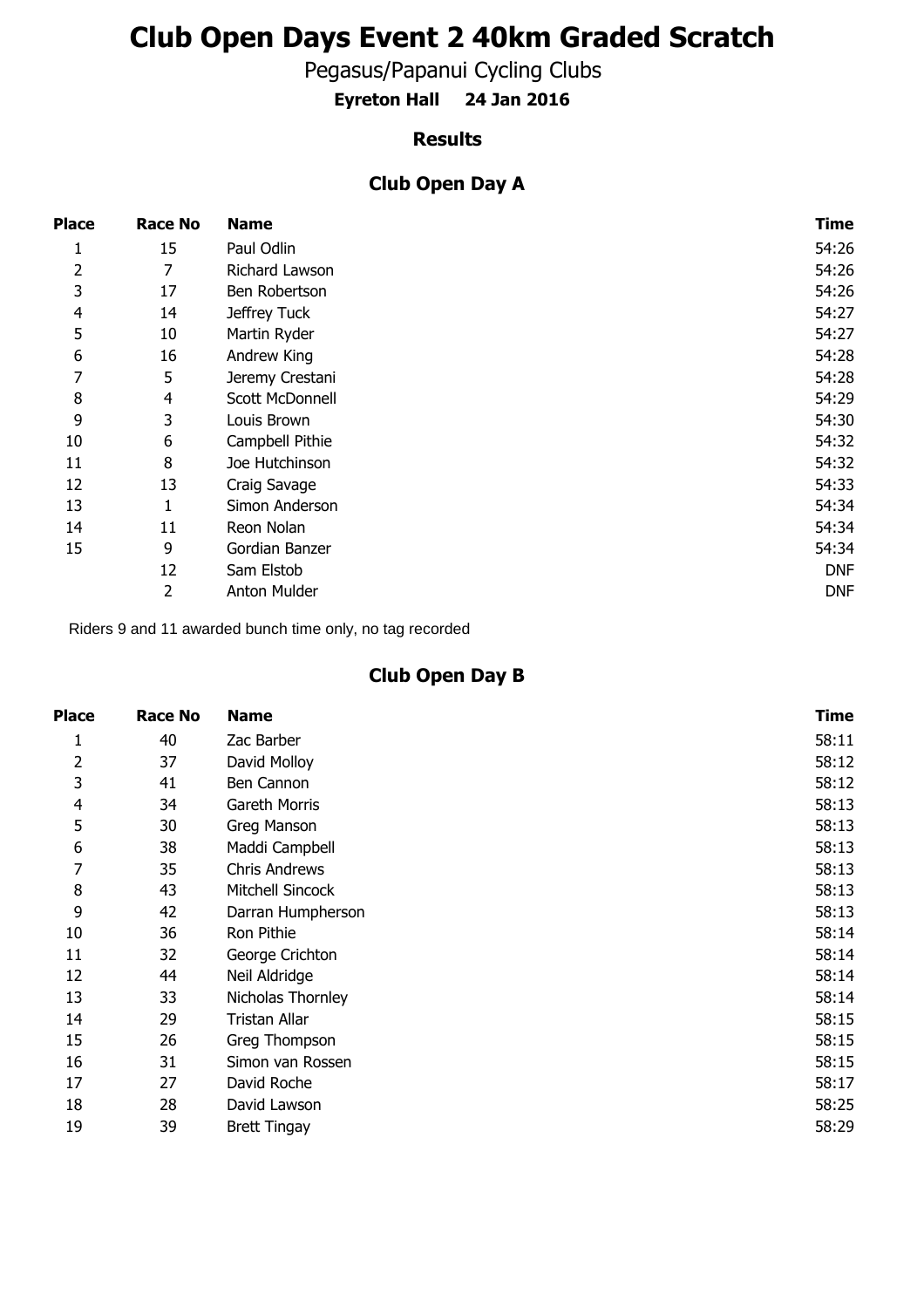# Club Open Days Event 2 40km Graded Scratch

Pegasus/Papanui Cycling Clubs

**Eyreton Hall 24 Jan 2016**

### Results

### Club Open Day A

| Place | Race No | Name | Time |
|---|---|---|---|
| 1 | 15 | Paul Odlin | 54:26 |
| 2 | 7 | Richard Lawson | 54:26 |
| 3 | 17 | Ben Robertson | 54:26 |
| 4 | 14 | Jeffrey Tuck | 54:27 |
| 5 | 10 | Martin Ryder | 54:27 |
| 6 | 16 | Andrew King | 54:28 |
| 7 | 5 | Jeremy Crestani | 54:28 |
| 8 | 4 | Scott McDonnell | 54:29 |
| 9 | 3 | Louis Brown | 54:30 |
| 10 | 6 | Campbell Pithie | 54:32 |
| 11 | 8 | Joe Hutchinson | 54:32 |
| 12 | 13 | Craig Savage | 54:33 |
| 13 | 1 | Simon Anderson | 54:34 |
| 14 | 11 | Reon Nolan | 54:34 |
| 15 | 9 | Gordian Banzer | 54:34 |
| | 12 | Sam Elstob | DNF |
| | 2 | Anton Mulder | DNF |

Riders 9 and 11 awarded bunch time only, no tag recorded

### Club Open Day B

| Place | Race No | Name | Time |
|---|---|---|---|
| 1 | 40 | Zac Barber | 58:11 |
| 2 | 37 | David Molloy | 58:12 |
| 3 | 41 | Ben Cannon | 58:12 |
| 4 | 34 | Gareth Morris | 58:13 |
| 5 | 30 | Greg Manson | 58:13 |
| 6 | 38 | Maddi Campbell | 58:13 |
| 7 | 35 | Chris Andrews | 58:13 |
| 8 | 43 | Mitchell Sincock | 58:13 |
| 9 | 42 | Darran Humpherson | 58:13 |
| 10 | 36 | Ron Pithie | 58:14 |
| 11 | 32 | George Crichton | 58:14 |
| 12 | 44 | Neil Aldridge | 58:14 |
| 13 | 33 | Nicholas Thornley | 58:14 |
| 14 | 29 | Tristan Allar | 58:15 |
| 15 | 26 | Greg Thompson | 58:15 |
| 16 | 31 | Simon van Rossen | 58:15 |
| 17 | 27 | David Roche | 58:17 |
| 18 | 28 | David Lawson | 58:25 |
| 19 | 39 | Brett Tingay | 58:29 |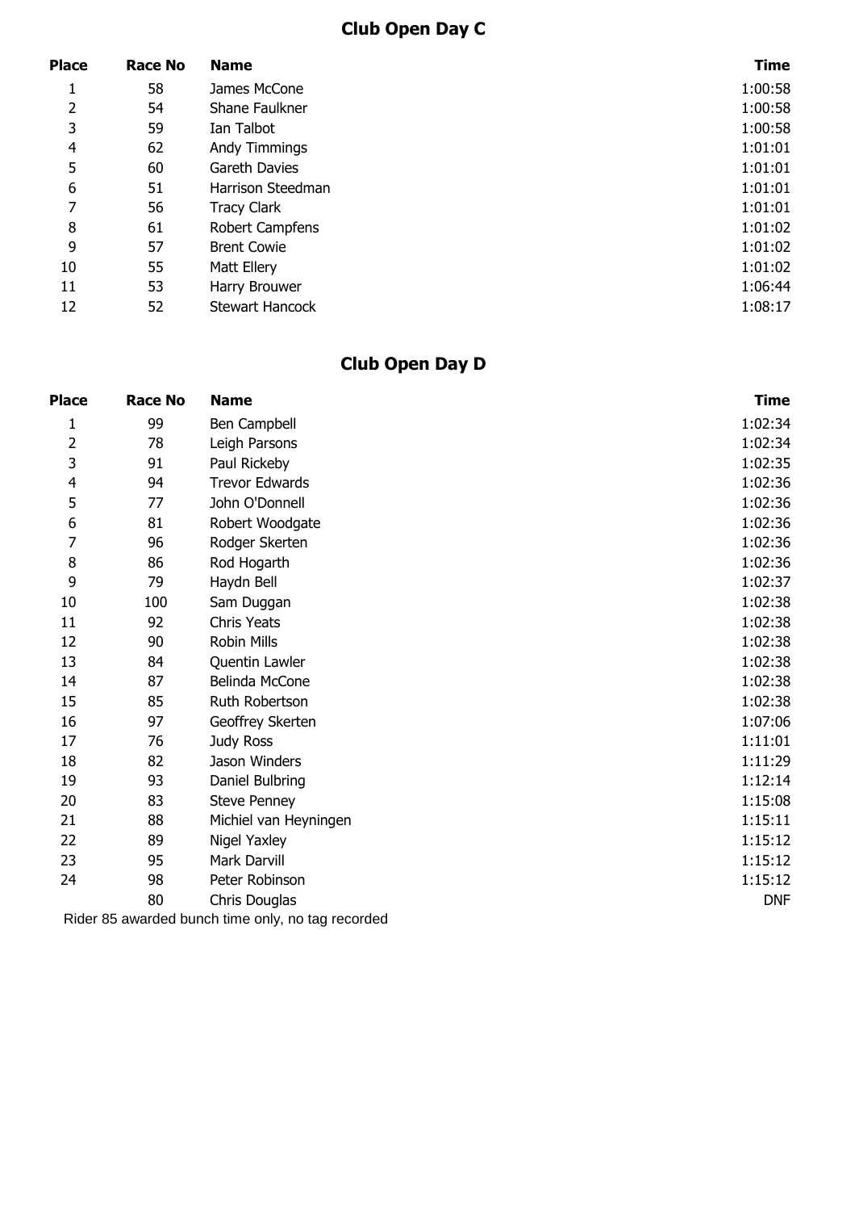## Club Open Day C

| Place | Race No | Name | Time |
|---|---|---|---|
| 1 | 58 | James McCone | 1:00:58 |
| 2 | 54 | Shane Faulkner | 1:00:58 |
| 3 | 59 | Ian Talbot | 1:00:58 |
| 4 | 62 | Andy Timmings | 1:01:01 |
| 5 | 60 | Gareth Davies | 1:01:01 |
| 6 | 51 | Harrison Steedman | 1:01:01 |
| 7 | 56 | Tracy Clark | 1:01:01 |
| 8 | 61 | Robert Campfens | 1:01:02 |
| 9 | 57 | Brent Cowie | 1:01:02 |
| 10 | 55 | Matt Ellery | 1:01:02 |
| 11 | 53 | Harry Brouwer | 1:06:44 |
| 12 | 52 | Stewart Hancock | 1:08:17 |

## Club Open Day D

| Place | Race No | Name | Time |
|---|---|---|---|
| 1 | 99 | Ben Campbell | 1:02:34 |
| 2 | 78 | Leigh Parsons | 1:02:34 |
| 3 | 91 | Paul Rickeby | 1:02:35 |
| 4 | 94 | Trevor Edwards | 1:02:36 |
| 5 | 77 | John O'Donnell | 1:02:36 |
| 6 | 81 | Robert Woodgate | 1:02:36 |
| 7 | 96 | Rodger Skerten | 1:02:36 |
| 8 | 86 | Rod Hogarth | 1:02:36 |
| 9 | 79 | Haydn Bell | 1:02:37 |
| 10 | 100 | Sam Duggan | 1:02:38 |
| 11 | 92 | Chris Yeats | 1:02:38 |
| 12 | 90 | Robin Mills | 1:02:38 |
| 13 | 84 | Quentin Lawler | 1:02:38 |
| 14 | 87 | Belinda McCone | 1:02:38 |
| 15 | 85 | Ruth Robertson | 1:02:38 |
| 16 | 97 | Geoffrey Skerten | 1:07:06 |
| 17 | 76 | Judy Ross | 1:11:01 |
| 18 | 82 | Jason Winders | 1:11:29 |
| 19 | 93 | Daniel Bulbring | 1:12:14 |
| 20 | 83 | Steve Penney | 1:15:08 |
| 21 | 88 | Michiel van Heyningen | 1:15:11 |
| 22 | 89 | Nigel Yaxley | 1:15:12 |
| 23 | 95 | Mark Darvill | 1:15:12 |
| 24 | 98 | Peter Robinson | 1:15:12 |
| | 80 | Chris Douglas | DNF |

Rider 85 awarded bunch time only, no tag recorded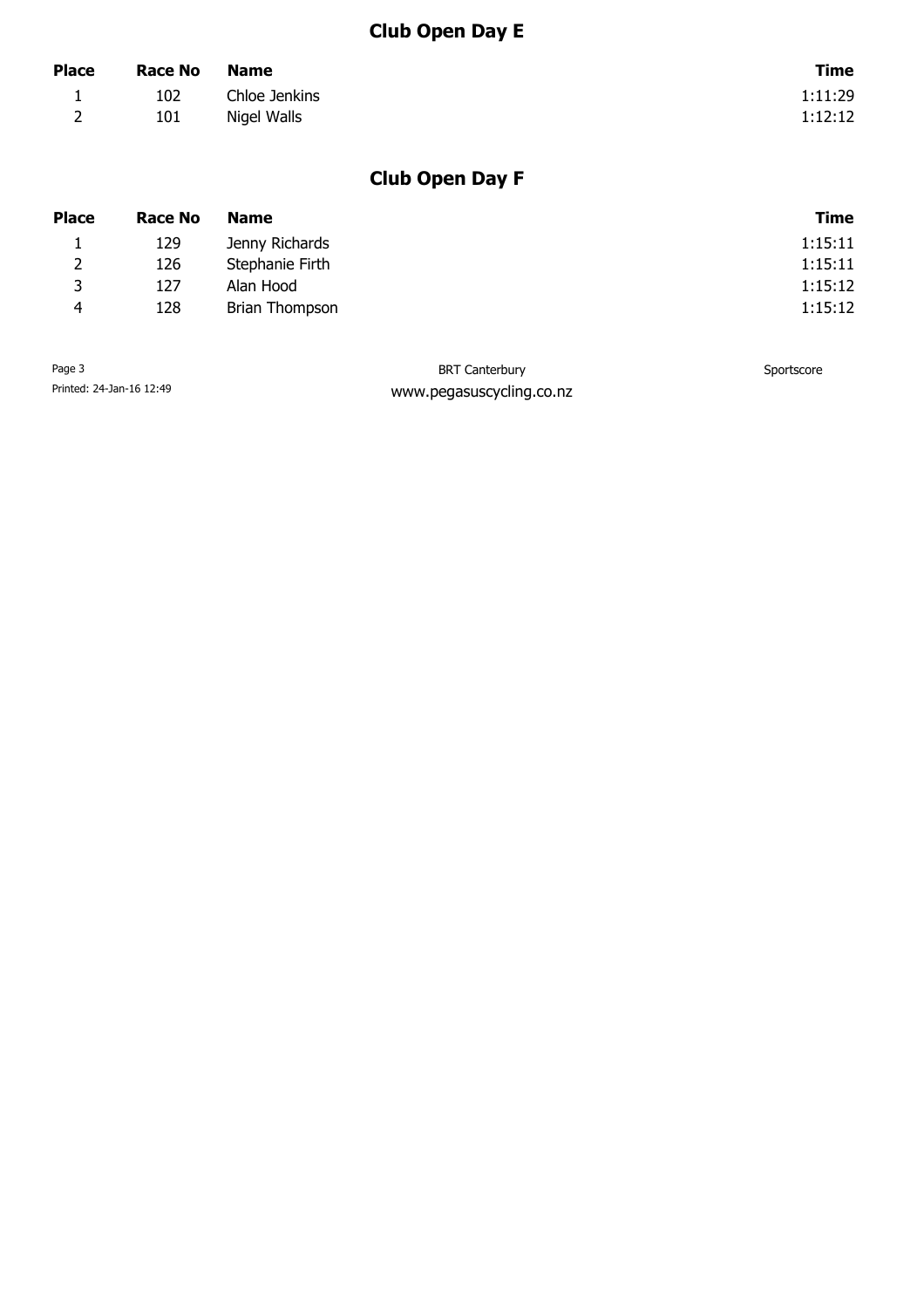## Club Open Day E

| Place | Race No | Name | Time |
|---|---|---|---|
| 1 | 102 | Chloe Jenkins | 1:11:29 |
| 2 | 101 | Nigel Walls | 1:12:12 |

## Club Open Day F

| Place | Race No | Name | Time |
|---|---|---|---|
| 1 | 129 | Jenny Richards | 1:15:11 |
| 2 | 126 | Stephanie Firth | 1:15:11 |
| 3 | 127 | Alan Hood | 1:15:12 |
| 4 | 128 | Brian Thompson | 1:15:12 |